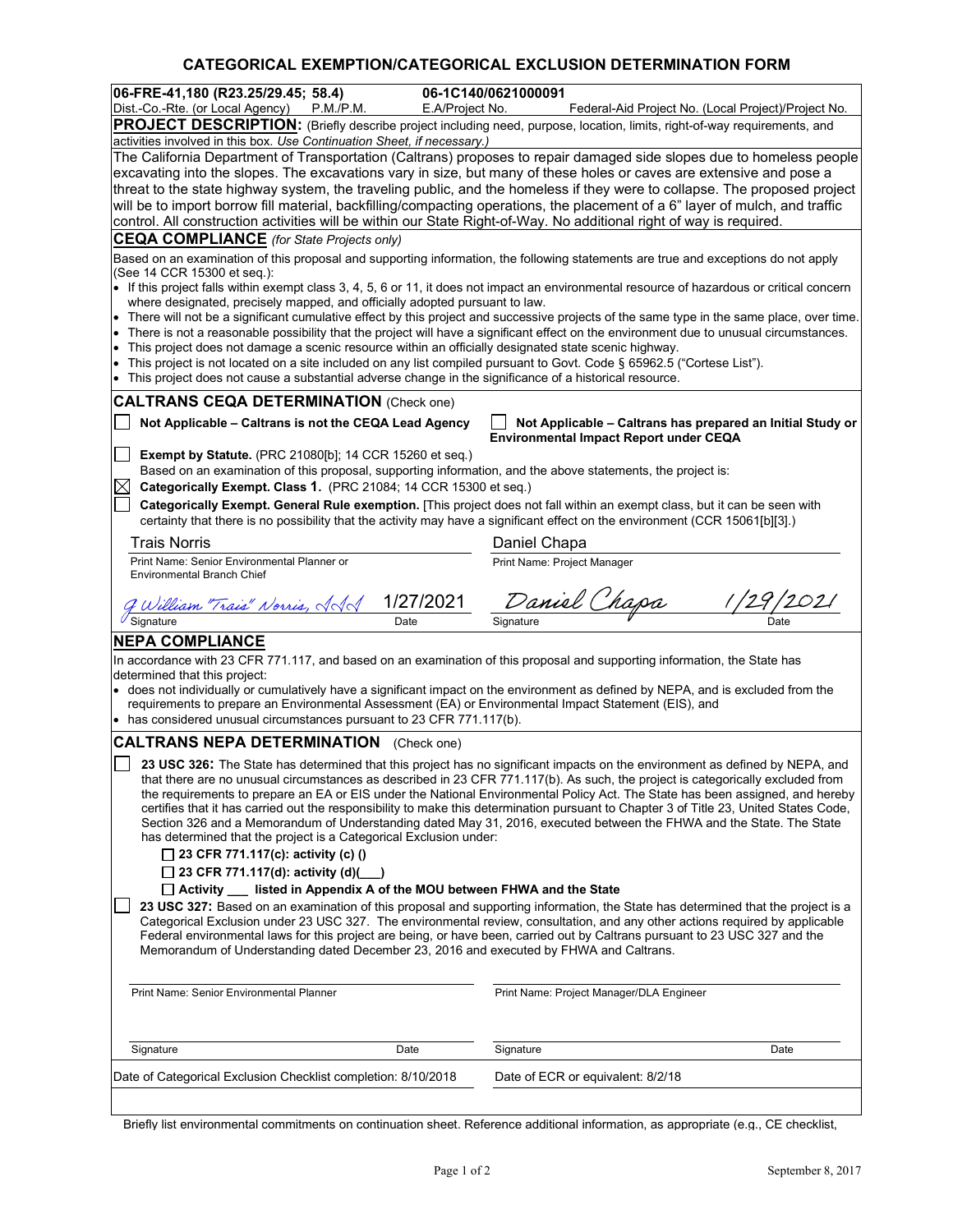# CATEGORICAL EXEMPTION/CATEGORICAL EXCLUSION DETERMINATION FORM

| | | |
|---|---|---|
| **06-FRE-41,180 (R23.25/29.45; 58.4)** | **06-1C140/0621000091** | |
| Dist.-Co.-Rte. (or Local Agency) P.M./P.M. | E.A/Project No. | Federal-Aid Project No. (Local Project)/Project No. |

**PROJECT DESCRIPTION:** (Briefly describe project including need, purpose, location, limits, right-of-way requirements, and activities involved in this box. *Use Continuation Sheet, if necessary.)*

The California Department of Transportation (Caltrans) proposes to repair damaged side slopes due to homeless people excavating into the slopes. The excavations vary in size, but many of these holes or caves are extensive and pose a threat to the state highway system, the traveling public, and the homeless if they were to collapse. The proposed project will be to import borrow fill material, backfilling/compacting operations, the placement of a 6" layer of mulch, and traffic control. All construction activities will be within our State Right-of-Way. No additional right of way is required.

## CEQA COMPLIANCE *(for State Projects only)*

Based on an examination of this proposal and supporting information, the following statements are true and exceptions do not apply (See 14 CCR 15300 et seq.):

- If this project falls within exempt class 3, 4, 5, 6 or 11, it does not impact an environmental resource of hazardous or critical concern where designated, precisely mapped, and officially adopted pursuant to law.
- There will not be a significant cumulative effect by this project and successive projects of the same type in the same place, over time.
- There is not a reasonable possibility that the project will have a significant effect on the environment due to unusual circumstances.
- This project does not damage a scenic resource within an officially designated state scenic highway.
- This project is not located on a site included on any list compiled pursuant to Govt. Code § 65962.5 ("Cortese List").
- This project does not cause a substantial adverse change in the significance of a historical resource.

## CALTRANS CEQA DETERMINATION (Check one)

☐ **Not Applicable – Caltrans is not the CEQA Lead Agency**

☐ **Not Applicable – Caltrans has prepared an Initial Study or Environmental Impact Report under CEQA**

☐ **Exempt by Statute.** (PRC 21080[b]; 14 CCR 15260 et seq.)

Based on an examination of this proposal, supporting information, and the above statements, the project is:

☒ **Categorically Exempt. Class 1.** (PRC 21084; 14 CCR 15300 et seq.)

☐ **Categorically Exempt. General Rule exemption.** [This project does not fall within an exempt class, but it can be seen with certainty that there is no possibility that the activity may have a significant effect on the environment (CCR 15061[b][3].)

| | | | |
|---|---|---|---|
| Trais Norris | | Daniel Chapa | |
| Print Name: Senior Environmental Planner or Environmental Branch Chief | | Print Name: Project Manager | |
| *J William "Trais" Norris, SAA* | 1/27/2021 | *Daniel Chapa* | 1/29/2021 |
| Signature | Date | Signature | Date |

## NEPA COMPLIANCE

In accordance with 23 CFR 771.117, and based on an examination of this proposal and supporting information, the State has determined that this project:

- does not individually or cumulatively have a significant impact on the environment as defined by NEPA, and is excluded from the requirements to prepare an Environmental Assessment (EA) or Environmental Impact Statement (EIS), and
- has considered unusual circumstances pursuant to 23 CFR 771.117(b).

## CALTRANS NEPA DETERMINATION (Check one)

☐ **23 USC 326:** The State has determined that this project has no significant impacts on the environment as defined by NEPA, and that there are no unusual circumstances as described in 23 CFR 771.117(b). As such, the project is categorically excluded from the requirements to prepare an EA or EIS under the National Environmental Policy Act. The State has been assigned, and hereby certifies that it has carried out the responsibility to make this determination pursuant to Chapter 3 of Title 23, United States Code, Section 326 and a Memorandum of Understanding dated May 31, 2016, executed between the FHWA and the State. The State has determined that the project is a Categorical Exclusion under:

- ☐ **23 CFR 771.117(c): activity (c) ()**
- ☐ **23 CFR 771.117(d): activity (d)(___)**
- ☐ **Activity ___ listed in Appendix A of the MOU between FHWA and the State**

☐ **23 USC 327:** Based on an examination of this proposal and supporting information, the State has determined that the project is a Categorical Exclusion under 23 USC 327. The environmental review, consultation, and any other actions required by applicable Federal environmental laws for this project are being, or have been, carried out by Caltrans pursuant to 23 USC 327 and the Memorandum of Understanding dated December 23, 2016 and executed by FHWA and Caltrans.

| | | | |
|---|---|---|---|
| Print Name: Senior Environmental Planner | | Print Name: Project Manager/DLA Engineer | |
| Signature | Date | Signature | Date |

Date of Categorical Exclusion Checklist completion: 8/10/2018

Date of ECR or equivalent: 8/2/18

Briefly list environmental commitments on continuation sheet. Reference additional information, as appropriate (e.g., CE checklist,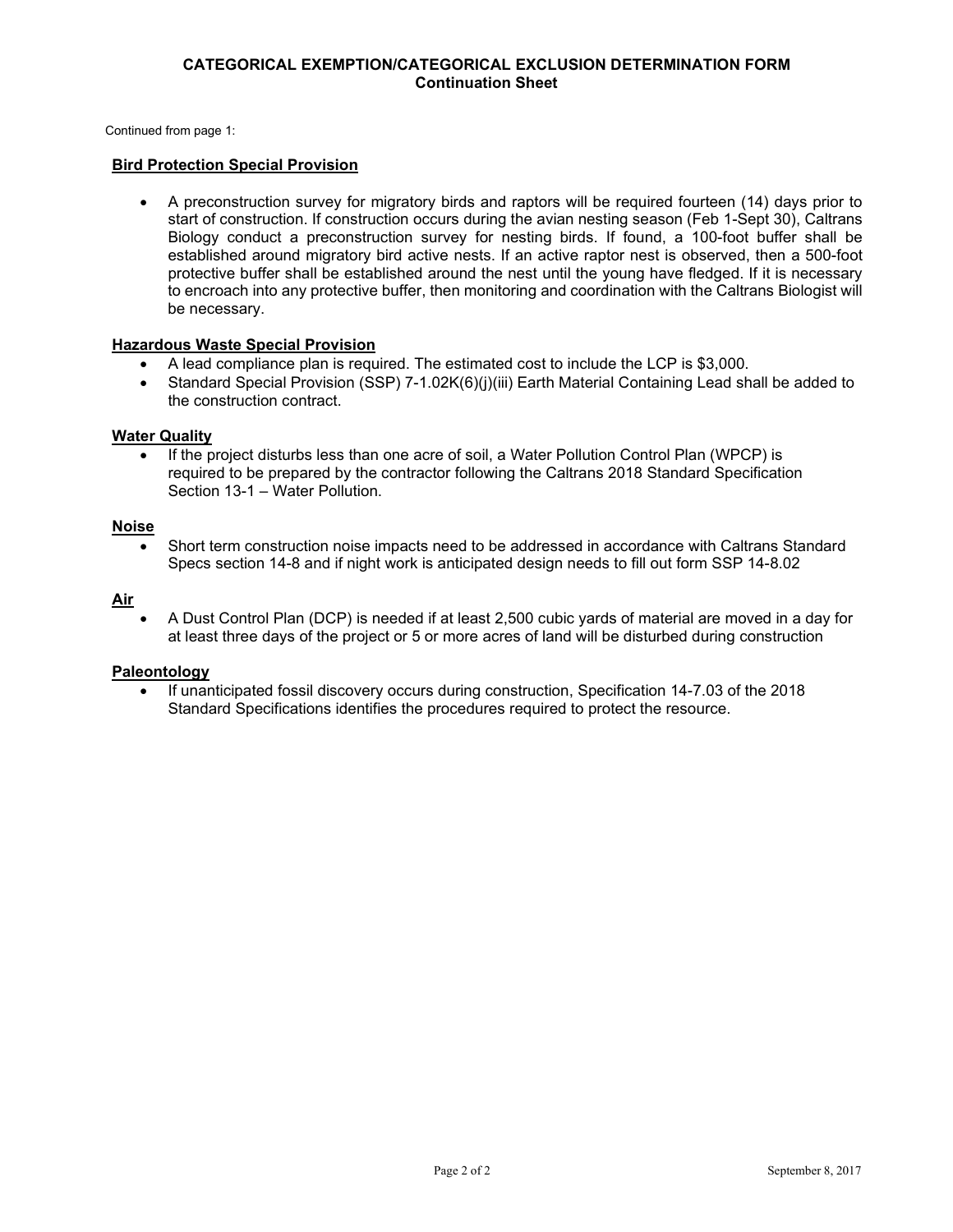**CATEGORICAL EXEMPTION/CATEGORICAL EXCLUSION DETERMINATION FORM**
**Continuation Sheet**

Continued from page 1:

**Bird Protection Special Provision**

- A preconstruction survey for migratory birds and raptors will be required fourteen (14) days prior to start of construction. If construction occurs during the avian nesting season (Feb 1-Sept 30), Caltrans Biology conduct a preconstruction survey for nesting birds. If found, a 100-foot buffer shall be established around migratory bird active nests. If an active raptor nest is observed, then a 500-foot protective buffer shall be established around the nest until the young have fledged. If it is necessary to encroach into any protective buffer, then monitoring and coordination with the Caltrans Biologist will be necessary.

**Hazardous Waste Special Provision**

- A lead compliance plan is required. The estimated cost to include the LCP is $3,000.
- Standard Special Provision (SSP) 7-1.02K(6)(j)(iii) Earth Material Containing Lead shall be added to the construction contract.

**Water Quality**

- If the project disturbs less than one acre of soil, a Water Pollution Control Plan (WPCP) is required to be prepared by the contractor following the Caltrans 2018 Standard Specification Section 13-1 – Water Pollution.

**Noise**

- Short term construction noise impacts need to be addressed in accordance with Caltrans Standard Specs section 14-8 and if night work is anticipated design needs to fill out form SSP 14-8.02

**Air**

- A Dust Control Plan (DCP) is needed if at least 2,500 cubic yards of material are moved in a day for at least three days of the project or 5 or more acres of land will be disturbed during construction

**Paleontology**

- If unanticipated fossil discovery occurs during construction, Specification 14-7.03 of the 2018 Standard Specifications identifies the procedures required to protect the resource.

September 8, 2017